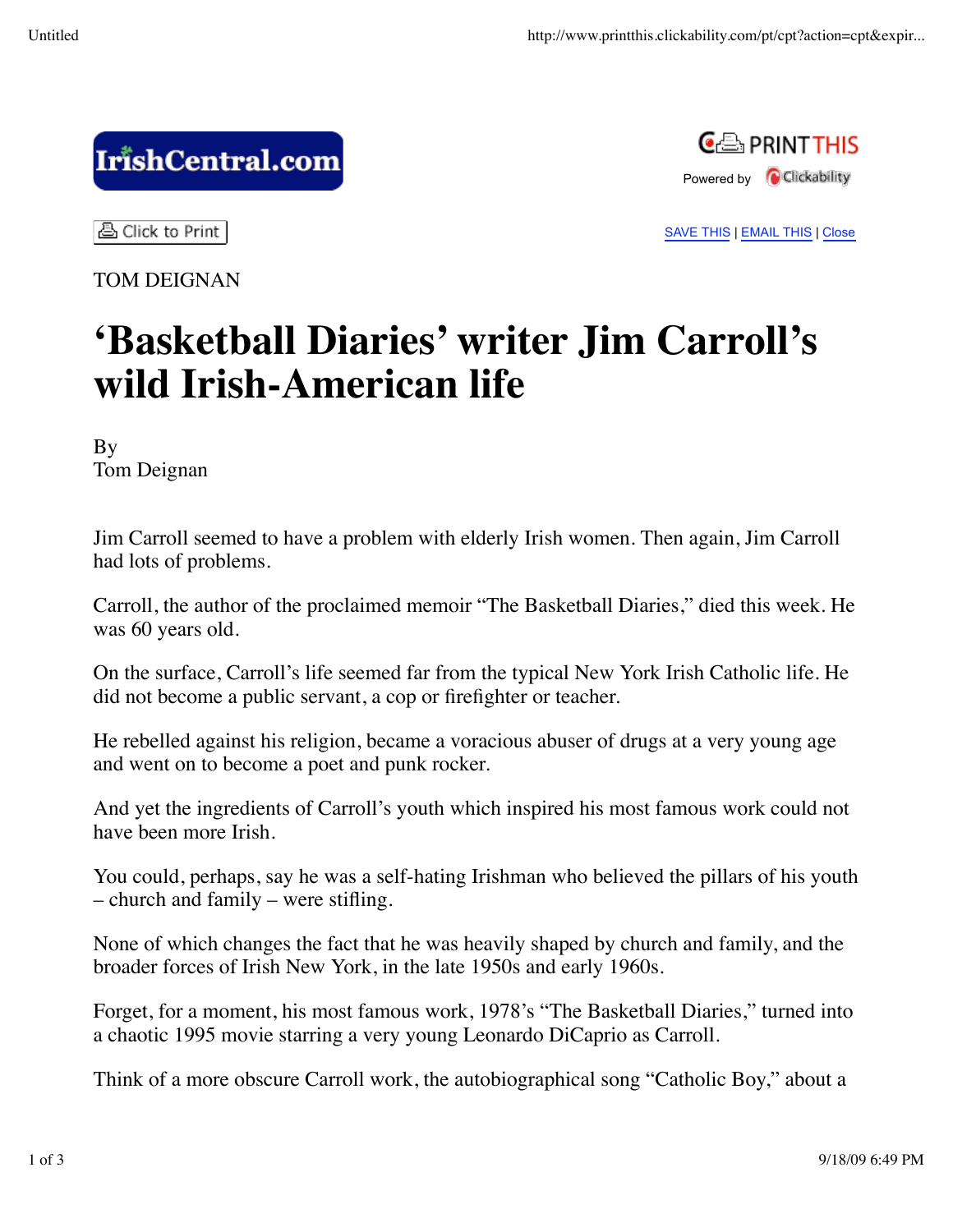TOM DEIGNAN

# 'Basketball Diaries' writer Jim Carroll's wild Irish-American life

By
Tom Deignan

Jim Carroll seemed to have a problem with elderly Irish women. Then again, Jim Carroll had lots of problems.

Carroll, the author of the proclaimed memoir "The Basketball Diaries," died this week. He was 60 years old.

On the surface, Carroll's life seemed far from the typical New York Irish Catholic life. He did not become a public servant, a cop or firefighter or teacher.

He rebelled against his religion, became a voracious abuser of drugs at a very young age and went on to become a poet and punk rocker.

And yet the ingredients of Carroll's youth which inspired his most famous work could not have been more Irish.

You could, perhaps, say he was a self-hating Irishman who believed the pillars of his youth – church and family – were stifling.

None of which changes the fact that he was heavily shaped by church and family, and the broader forces of Irish New York, in the late 1950s and early 1960s.

Forget, for a moment, his most famous work, 1978's "The Basketball Diaries," turned into a chaotic 1995 movie starring a very young Leonardo DiCaprio as Carroll.

Think of a more obscure Carroll work, the autobiographical song "Catholic Boy," about a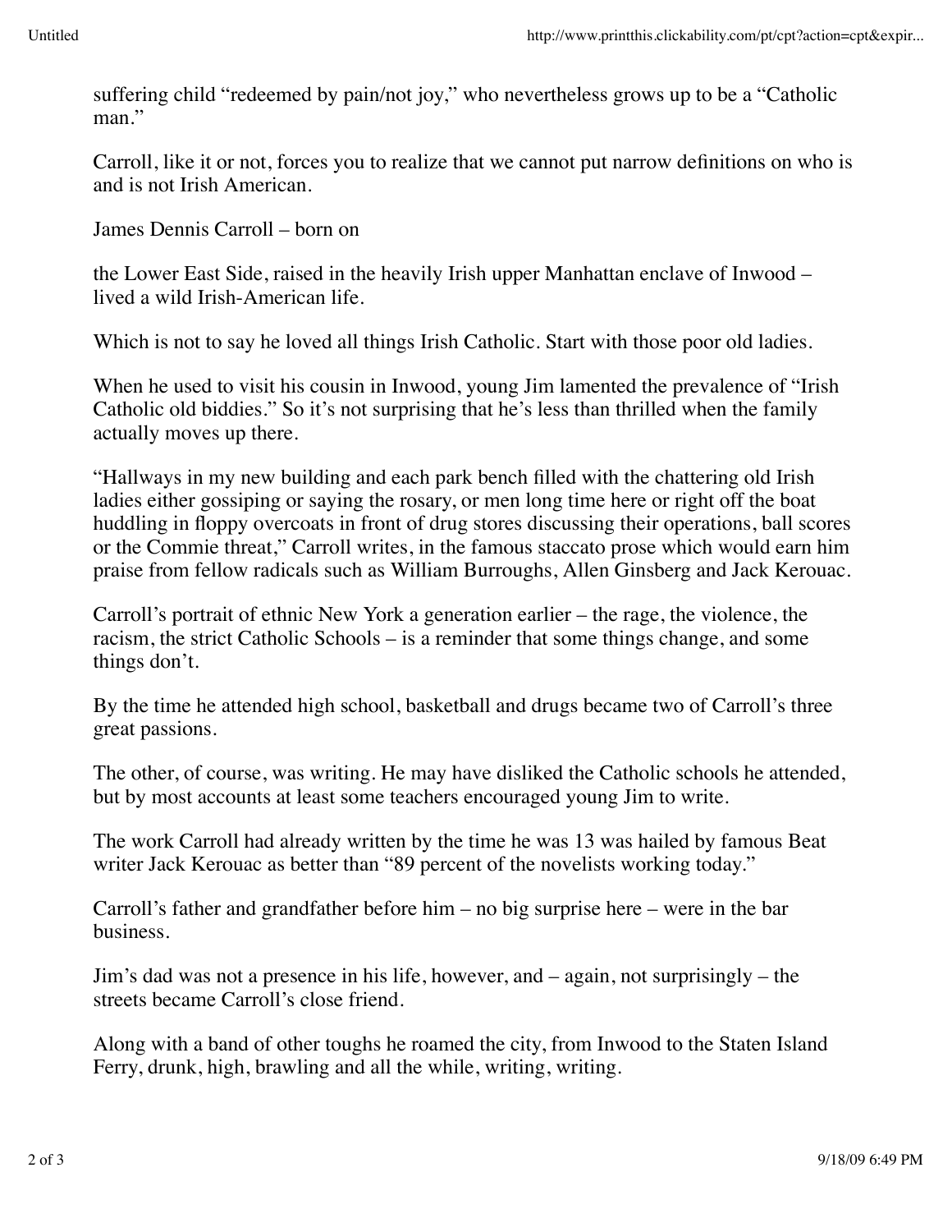suffering child "redeemed by pain/not joy," who nevertheless grows up to be a "Catholic man."

Carroll, like it or not, forces you to realize that we cannot put narrow definitions on who is and is not Irish American.

James Dennis Carroll – born on

the Lower East Side, raised in the heavily Irish upper Manhattan enclave of Inwood – lived a wild Irish-American life.

Which is not to say he loved all things Irish Catholic. Start with those poor old ladies.

When he used to visit his cousin in Inwood, young Jim lamented the prevalence of "Irish Catholic old biddies." So it's not surprising that he's less than thrilled when the family actually moves up there.

"Hallways in my new building and each park bench filled with the chattering old Irish ladies either gossiping or saying the rosary, or men long time here or right off the boat huddling in floppy overcoats in front of drug stores discussing their operations, ball scores or the Commie threat," Carroll writes, in the famous staccato prose which would earn him praise from fellow radicals such as William Burroughs, Allen Ginsberg and Jack Kerouac.

Carroll's portrait of ethnic New York a generation earlier – the rage, the violence, the racism, the strict Catholic Schools – is a reminder that some things change, and some things don't.

By the time he attended high school, basketball and drugs became two of Carroll's three great passions.

The other, of course, was writing. He may have disliked the Catholic schools he attended, but by most accounts at least some teachers encouraged young Jim to write.

The work Carroll had already written by the time he was 13 was hailed by famous Beat writer Jack Kerouac as better than "89 percent of the novelists working today."

Carroll's father and grandfather before him – no big surprise here – were in the bar business.

Jim's dad was not a presence in his life, however, and – again, not surprisingly – the streets became Carroll's close friend.

Along with a band of other toughs he roamed the city, from Inwood to the Staten Island Ferry, drunk, high, brawling and all the while, writing, writing.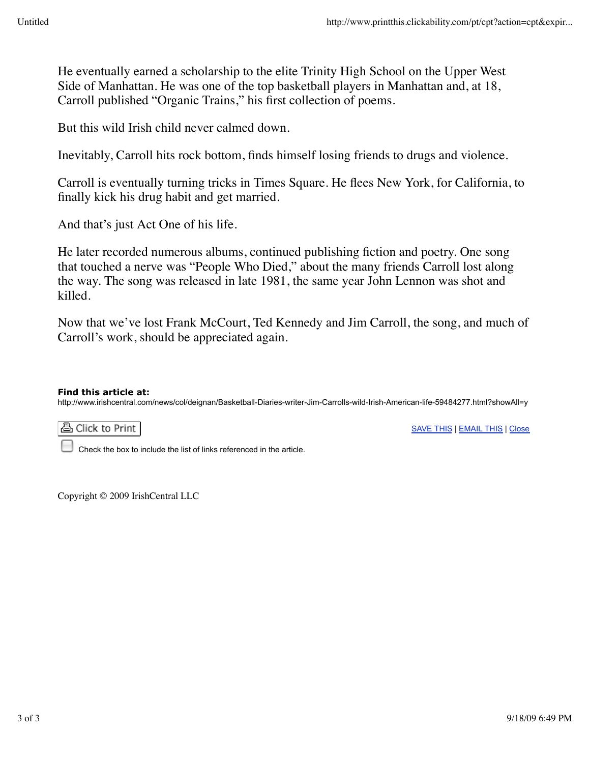He eventually earned a scholarship to the elite Trinity High School on the Upper West Side of Manhattan. He was one of the top basketball players in Manhattan and, at 18, Carroll published "Organic Trains," his first collection of poems.

But this wild Irish child never calmed down.

Inevitably, Carroll hits rock bottom, finds himself losing friends to drugs and violence.

Carroll is eventually turning tricks in Times Square. He flees New York, for California, to finally kick his drug habit and get married.

And that's just Act One of his life.

He later recorded numerous albums, continued publishing fiction and poetry. One song that touched a nerve was "People Who Died," about the many friends Carroll lost along the way. The song was released in late 1981, the same year John Lennon was shot and killed.

Now that we've lost Frank McCourt, Ted Kennedy and Jim Carroll, the song, and much of Carroll's work, should be appreciated again.

**Find this article at:**
http://www.irishcentral.com/news/col/deignan/Basketball-Diaries-writer-Jim-Carrolls-wild-Irish-American-life-59484277.html?showAll=y

Click to Print

SAVE THIS | EMAIL THIS | Close

Check the box to include the list of links referenced in the article.

Copyright © 2009 IrishCentral LLC